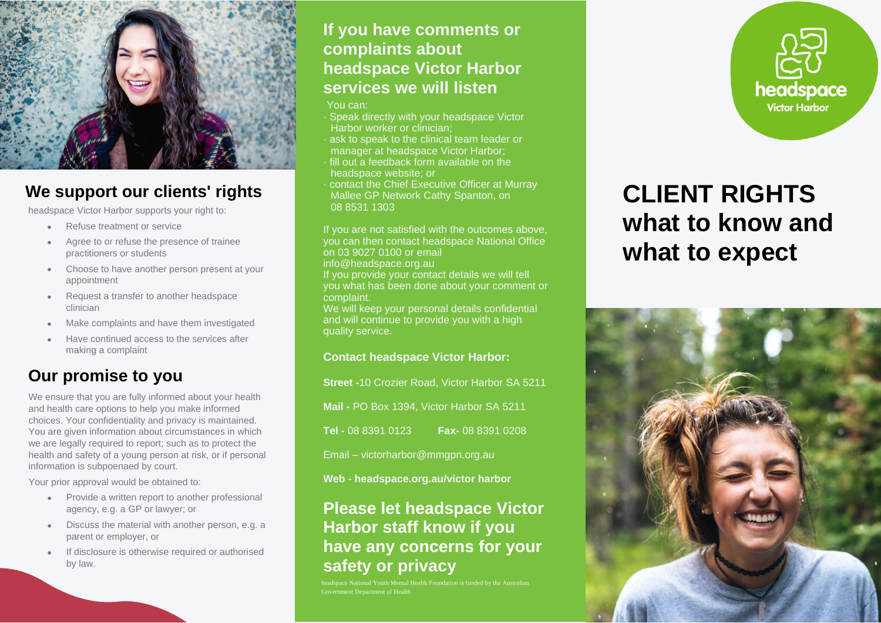## We support our clients' rights

headspace Victor Harbor supports your right to:

- Refuse treatment or service
- Agree to or refuse the presence of trainee practitioners or students
- Choose to have another person present at your appointment
- Request a transfer to another headspace clinician
- Make complaints and have them investigated
- Have continued access to the services after making a complaint

## Our promise to you

We ensure that you are fully informed about your health and health care options to help you make informed choices. Your confidentiality and privacy is maintained. You are given information about circumstances in which we are legally required to report; such as to protect the health and safety of a young person at risk, or if personal information is subpoenaed by court.

Your prior approval would be obtained to:

- Provide a written report to another professional agency, e.g. a GP or lawyer; or
- Discuss the material with another person, e.g. a parent or employer, or
- If disclosure is otherwise required or authorised by law.

## If you have comments or complaints about headspace Victor Harbor services we will listen

You can:

- Speak directly with your headspace Victor Harbor worker or clinician;
- ask to speak to the clinical team leader or manager at headspace Victor Harbor;
- fill out a feedback form available on the headspace website; or
- contact the Chief Executive Officer at Murray Mallee GP Network Cathy Spanton, on 08 8531 1303

If you are not satisfied with the outcomes above, you can then contact headspace National Office on 03 9027 0100 or email info@headspace.org.au

If you provide your contact details we will tell you what has been done about your comment or complaint.

We will keep your personal details confidential and will continue to provide you with a high quality service.

**Contact headspace Victor Harbor:**

**Street -** 10 Crozier Road, Victor Harbor SA 5211

**Mail -** PO Box 1394, Victor Harbor SA 5211

**Tel -** 08 8391 0123 **Fax-** 08 8391 0208

Email – victorharbor@mmgpn.org.au

**Web - headspace.org.au/victor harbor**

## Please let headspace Victor Harbor staff know if you have any concerns for your safety or privacy

headspace National Youth Mental Health Foundation is funded by the Australian Government Department of Health

headspace Victor Harbor

# CLIENT RIGHTS what to know and what to expect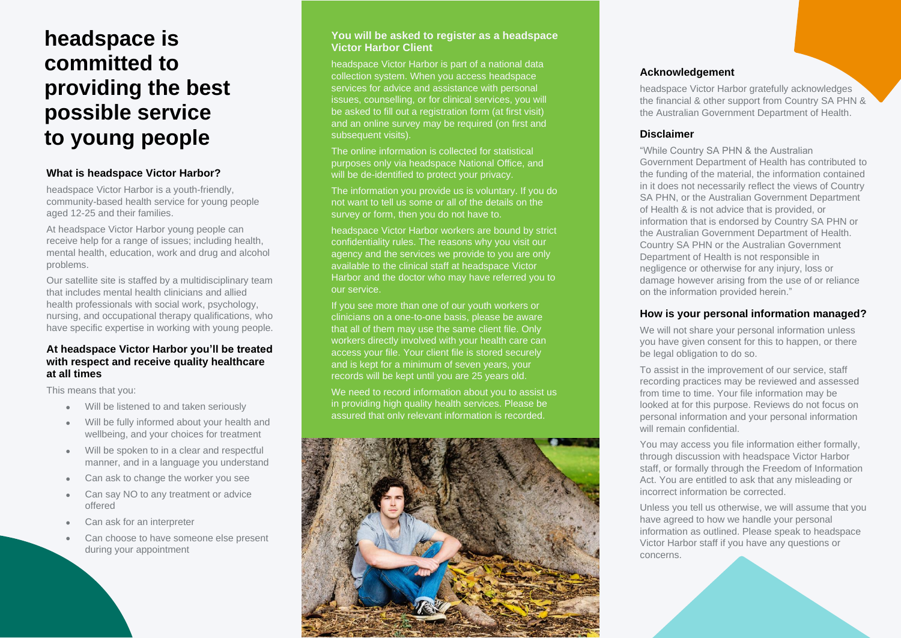# headspace is committed to providing the best possible service to young people

### What is headspace Victor Harbor?

headspace Victor Harbor is a youth-friendly, community-based health service for young people aged 12-25 and their families.

At headspace Victor Harbor young people can receive help for a range of issues; including health, mental health, education, work and drug and alcohol problems.

Our satellite site is staffed by a multidisciplinary team that includes mental health clinicians and allied health professionals with social work, psychology, nursing, and occupational therapy qualifications, who have specific expertise in working with young people.

### At headspace Victor Harbor you'll be treated with respect and receive quality healthcare at all times

This means that you:

- Will be listened to and taken seriously
- Will be fully informed about your health and wellbeing, and your choices for treatment
- Will be spoken to in a clear and respectful manner, and in a language you understand
- Can ask to change the worker you see
- Can say NO to any treatment or advice offered
- Can ask for an interpreter
- Can choose to have someone else present during your appointment

### You will be asked to register as a headspace Victor Harbor Client

headspace Victor Harbor is part of a national data collection system. When you access headspace services for advice and assistance with personal issues, counselling, or for clinical services, you will be asked to fill out a registration form (at first visit) and an online survey may be required (on first and subsequent visits).

The online information is collected for statistical purposes only via headspace National Office, and will be de-identified to protect your privacy.

The information you provide us is voluntary. If you do not want to tell us some or all of the details on the survey or form, then you do not have to.

headspace Victor Harbor workers are bound by strict confidentiality rules. The reasons why you visit our agency and the services we provide to you are only available to the clinical staff at headspace Victor Harbor and the doctor who may have referred you to our service.

If you see more than one of our youth workers or clinicians on a one-to-one basis, please be aware that all of them may use the same client file. Only workers directly involved with your health care can access your file. Your client file is stored securely and is kept for a minimum of seven years, your records will be kept until you are 25 years old.

We need to record information about you to assist us in providing high quality health services. Please be assured that only relevant information is recorded.

### Acknowledgement

headspace Victor Harbor gratefully acknowledges the financial & other support from Country SA PHN & the Australian Government Department of Health.

### Disclaimer

"While Country SA PHN & the Australian Government Department of Health has contributed to the funding of the material, the information contained in it does not necessarily reflect the views of Country SA PHN, or the Australian Government Department of Health & is not advice that is provided, or information that is endorsed by Country SA PHN or the Australian Government Department of Health. Country SA PHN or the Australian Government Department of Health is not responsible in negligence or otherwise for any injury, loss or damage however arising from the use of or reliance on the information provided herein."

### How is your personal information managed?

We will not share your personal information unless you have given consent for this to happen, or there be legal obligation to do so.

To assist in the improvement of our service, staff recording practices may be reviewed and assessed from time to time. Your file information may be looked at for this purpose. Reviews do not focus on personal information and your personal information will remain confidential.

You may access you file information either formally, through discussion with headspace Victor Harbor staff, or formally through the Freedom of Information Act. You are entitled to ask that any misleading or incorrect information be corrected.

Unless you tell us otherwise, we will assume that you have agreed to how we handle your personal information as outlined. Please speak to headspace Victor Harbor staff if you have any questions or concerns.